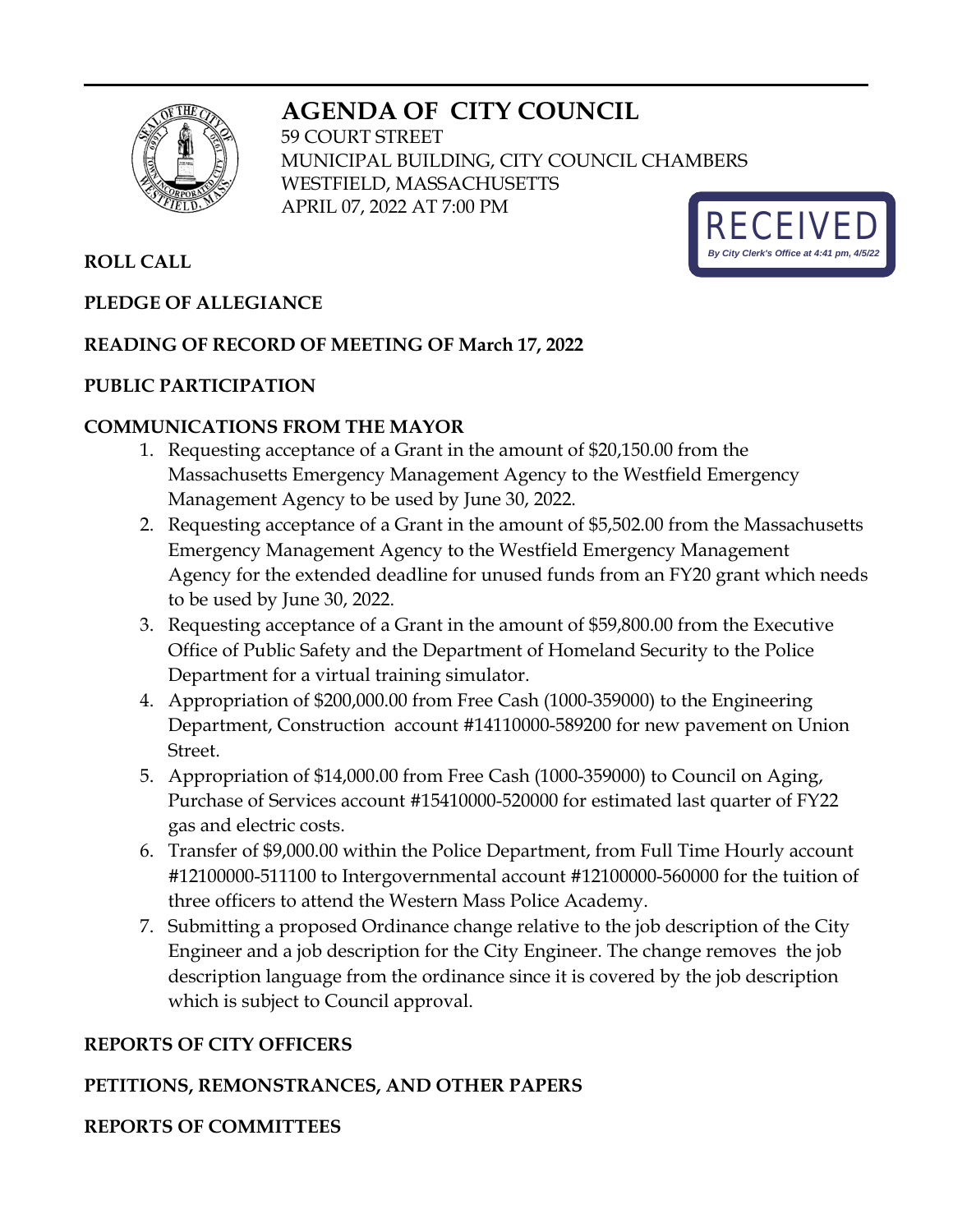# AGENDA OF CITY COUNCIL

59 COURT STREET
MUNICIPAL BUILDING, CITY COUNCIL CHAMBERS
WESTFIELD, MASSACHUSETTS
APRIL 07, 2022 AT 7:00 PM

RECEIVED
*By City Clerk's Office at 4:41 pm, 4/5/22*

**ROLL CALL**

**PLEDGE OF ALLEGIANCE**

**READING OF RECORD OF MEETING OF March 17, 2022**

**PUBLIC PARTICIPATION**

**COMMUNICATIONS FROM THE MAYOR**

1. Requesting acceptance of a Grant in the amount of $20,150.00 from the Massachusetts Emergency Management Agency to the Westfield Emergency Management Agency to be used by June 30, 2022.
2. Requesting acceptance of a Grant in the amount of $5,502.00 from the Massachusetts Emergency Management Agency to the Westfield Emergency Management Agency for the extended deadline for unused funds from an FY20 grant which needs to be used by June 30, 2022.
3. Requesting acceptance of a Grant in the amount of $59,800.00 from the Executive Office of Public Safety and the Department of Homeland Security to the Police Department for a virtual training simulator.
4. Appropriation of $200,000.00 from Free Cash (1000-359000) to the Engineering Department, Construction account #14110000-589200 for new pavement on Union Street.
5. Appropriation of $14,000.00 from Free Cash (1000-359000) to Council on Aging, Purchase of Services account #15410000-520000 for estimated last quarter of FY22 gas and electric costs.
6. Transfer of $9,000.00 within the Police Department, from Full Time Hourly account #12100000-511100 to Intergovernmental account #12100000-560000 for the tuition of three officers to attend the Western Mass Police Academy.
7. Submitting a proposed Ordinance change relative to the job description of the City Engineer and a job description for the City Engineer. The change removes the job description language from the ordinance since it is covered by the job description which is subject to Council approval.

**REPORTS OF CITY OFFICERS**

**PETITIONS, REMONSTRANCES, AND OTHER PAPERS**

**REPORTS OF COMMITTEES**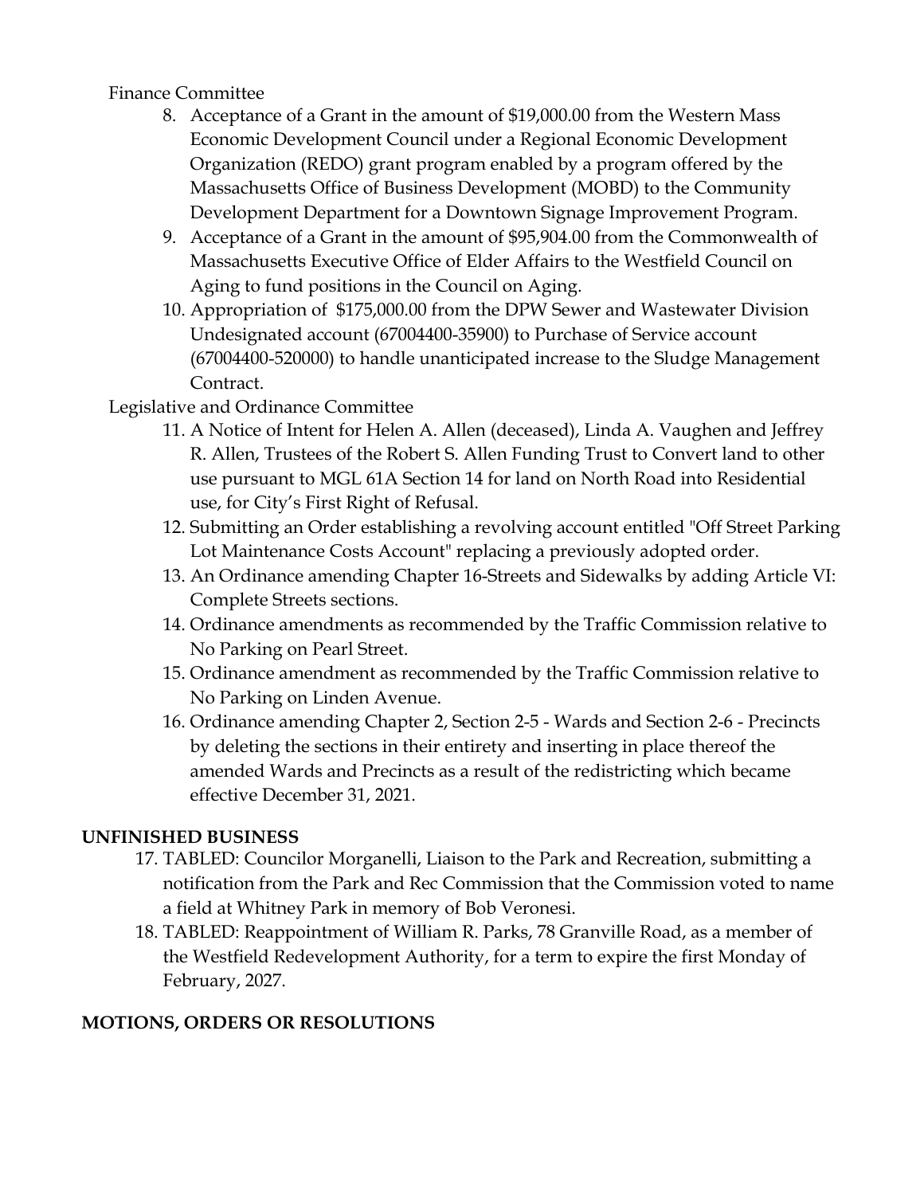Finance Committee

8. Acceptance of a Grant in the amount of $19,000.00 from the Western Mass Economic Development Council under a Regional Economic Development Organization (REDO) grant program enabled by a program offered by the Massachusetts Office of Business Development (MOBD) to the Community Development Department for a Downtown Signage Improvement Program.
9. Acceptance of a Grant in the amount of $95,904.00 from the Commonwealth of Massachusetts Executive Office of Elder Affairs to the Westfield Council on Aging to fund positions in the Council on Aging.
10. Appropriation of $175,000.00 from the DPW Sewer and Wastewater Division Undesignated account (67004400-35900) to Purchase of Service account (67004400-520000) to handle unanticipated increase to the Sludge Management Contract.

Legislative and Ordinance Committee

11. A Notice of Intent for Helen A. Allen (deceased), Linda A. Vaughen and Jeffrey R. Allen, Trustees of the Robert S. Allen Funding Trust to Convert land to other use pursuant to MGL 61A Section 14 for land on North Road into Residential use, for City's First Right of Refusal.
12. Submitting an Order establishing a revolving account entitled "Off Street Parking Lot Maintenance Costs Account" replacing a previously adopted order.
13. An Ordinance amending Chapter 16-Streets and Sidewalks by adding Article VI: Complete Streets sections.
14. Ordinance amendments as recommended by the Traffic Commission relative to No Parking on Pearl Street.
15. Ordinance amendment as recommended by the Traffic Commission relative to No Parking on Linden Avenue.
16. Ordinance amending Chapter 2, Section 2-5 - Wards and Section 2-6 - Precincts by deleting the sections in their entirety and inserting in place thereof the amended Wards and Precincts as a result of the redistricting which became effective December 31, 2021.

**UNFINISHED BUSINESS**

17. TABLED: Councilor Morganelli, Liaison to the Park and Recreation, submitting a notification from the Park and Rec Commission that the Commission voted to name a field at Whitney Park in memory of Bob Veronesi.
18. TABLED: Reappointment of William R. Parks, 78 Granville Road, as a member of the Westfield Redevelopment Authority, for a term to expire the first Monday of February, 2027.

**MOTIONS, ORDERS OR RESOLUTIONS**